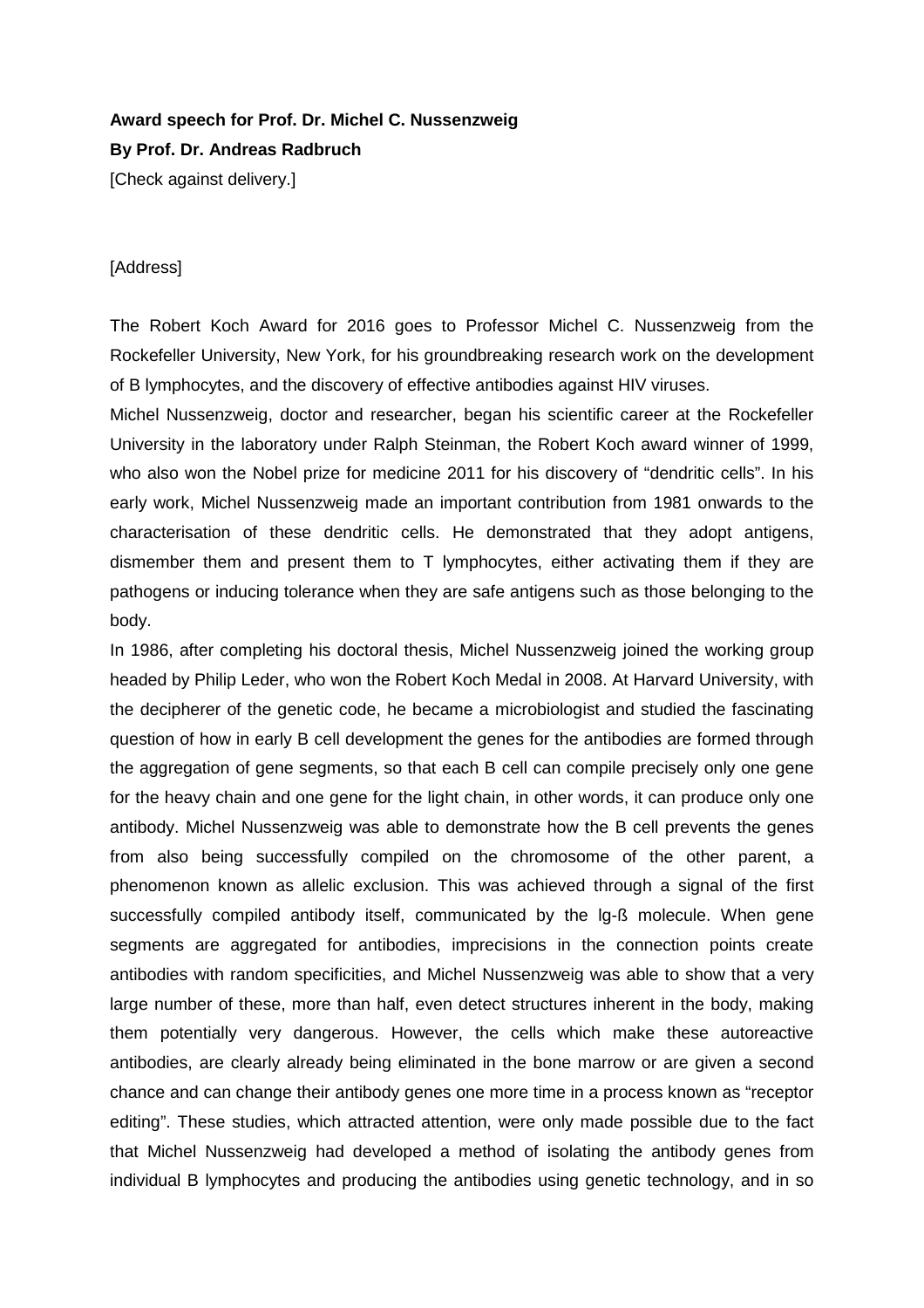**Award speech for Prof. Dr. Michel C. Nussenzweig**

**By Prof. Dr. Andreas Radbruch**

[Check against delivery.]

[Address]

The Robert Koch Award for 2016 goes to Professor Michel C. Nussenzweig from the Rockefeller University, New York, for his groundbreaking research work on the development of B lymphocytes, and the discovery of effective antibodies against HIV viruses.

Michel Nussenzweig, doctor and researcher, began his scientific career at the Rockefeller University in the laboratory under Ralph Steinman, the Robert Koch award winner of 1999, who also won the Nobel prize for medicine 2011 for his discovery of "dendritic cells". In his early work, Michel Nussenzweig made an important contribution from 1981 onwards to the characterisation of these dendritic cells. He demonstrated that they adopt antigens, dismember them and present them to T lymphocytes, either activating them if they are pathogens or inducing tolerance when they are safe antigens such as those belonging to the body.

In 1986, after completing his doctoral thesis, Michel Nussenzweig joined the working group headed by Philip Leder, who won the Robert Koch Medal in 2008. At Harvard University, with the decipherer of the genetic code, he became a microbiologist and studied the fascinating question of how in early B cell development the genes for the antibodies are formed through the aggregation of gene segments, so that each B cell can compile precisely only one gene for the heavy chain and one gene for the light chain, in other words, it can produce only one antibody. Michel Nussenzweig was able to demonstrate how the B cell prevents the genes from also being successfully compiled on the chromosome of the other parent, a phenomenon known as allelic exclusion. This was achieved through a signal of the first successfully compiled antibody itself, communicated by the Ig-ß molecule. When gene segments are aggregated for antibodies, imprecisions in the connection points create antibodies with random specificities, and Michel Nussenzweig was able to show that a very large number of these, more than half, even detect structures inherent in the body, making them potentially very dangerous. However, the cells which make these autoreactive antibodies, are clearly already being eliminated in the bone marrow or are given a second chance and can change their antibody genes one more time in a process known as "receptor editing". These studies, which attracted attention, were only made possible due to the fact that Michel Nussenzweig had developed a method of isolating the antibody genes from individual B lymphocytes and producing the antibodies using genetic technology, and in so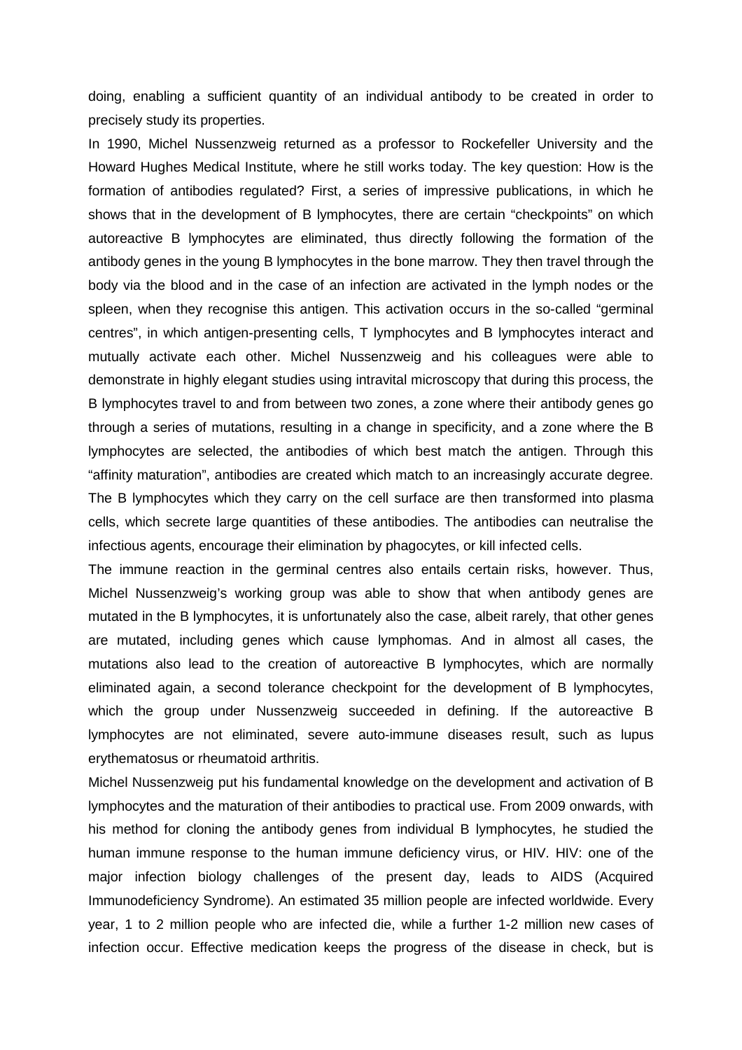doing, enabling a sufficient quantity of an individual antibody to be created in order to precisely study its properties.

In 1990, Michel Nussenzweig returned as a professor to Rockefeller University and the Howard Hughes Medical Institute, where he still works today. The key question: How is the formation of antibodies regulated? First, a series of impressive publications, in which he shows that in the development of B lymphocytes, there are certain "checkpoints" on which autoreactive B lymphocytes are eliminated, thus directly following the formation of the antibody genes in the young B lymphocytes in the bone marrow. They then travel through the body via the blood and in the case of an infection are activated in the lymph nodes or the spleen, when they recognise this antigen. This activation occurs in the so-called "germinal centres", in which antigen-presenting cells, T lymphocytes and B lymphocytes interact and mutually activate each other. Michel Nussenzweig and his colleagues were able to demonstrate in highly elegant studies using intravital microscopy that during this process, the B lymphocytes travel to and from between two zones, a zone where their antibody genes go through a series of mutations, resulting in a change in specificity, and a zone where the B lymphocytes are selected, the antibodies of which best match the antigen. Through this "affinity maturation", antibodies are created which match to an increasingly accurate degree. The B lymphocytes which they carry on the cell surface are then transformed into plasma cells, which secrete large quantities of these antibodies. The antibodies can neutralise the infectious agents, encourage their elimination by phagocytes, or kill infected cells.

The immune reaction in the germinal centres also entails certain risks, however. Thus, Michel Nussenzweig's working group was able to show that when antibody genes are mutated in the B lymphocytes, it is unfortunately also the case, albeit rarely, that other genes are mutated, including genes which cause lymphomas. And in almost all cases, the mutations also lead to the creation of autoreactive B lymphocytes, which are normally eliminated again, a second tolerance checkpoint for the development of B lymphocytes, which the group under Nussenzweig succeeded in defining. If the autoreactive B lymphocytes are not eliminated, severe auto-immune diseases result, such as lupus erythematosus or rheumatoid arthritis.

Michel Nussenzweig put his fundamental knowledge on the development and activation of B lymphocytes and the maturation of their antibodies to practical use. From 2009 onwards, with his method for cloning the antibody genes from individual B lymphocytes, he studied the human immune response to the human immune deficiency virus, or HIV. HIV: one of the major infection biology challenges of the present day, leads to AIDS (Acquired Immunodeficiency Syndrome). An estimated 35 million people are infected worldwide. Every year, 1 to 2 million people who are infected die, while a further 1-2 million new cases of infection occur. Effective medication keeps the progress of the disease in check, but is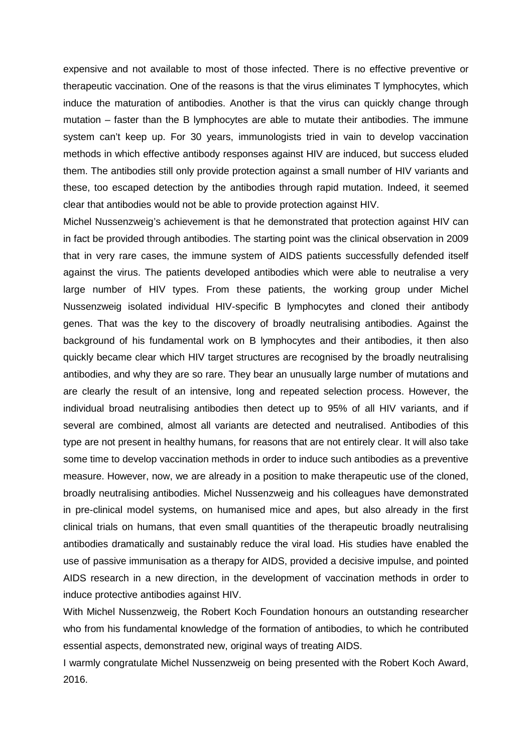expensive and not available to most of those infected. There is no effective preventive or therapeutic vaccination. One of the reasons is that the virus eliminates T lymphocytes, which induce the maturation of antibodies. Another is that the virus can quickly change through mutation – faster than the B lymphocytes are able to mutate their antibodies. The immune system can't keep up. For 30 years, immunologists tried in vain to develop vaccination methods in which effective antibody responses against HIV are induced, but success eluded them. The antibodies still only provide protection against a small number of HIV variants and these, too escaped detection by the antibodies through rapid mutation. Indeed, it seemed clear that antibodies would not be able to provide protection against HIV.

Michel Nussenzweig's achievement is that he demonstrated that protection against HIV can in fact be provided through antibodies. The starting point was the clinical observation in 2009 that in very rare cases, the immune system of AIDS patients successfully defended itself against the virus. The patients developed antibodies which were able to neutralise a very large number of HIV types. From these patients, the working group under Michel Nussenzweig isolated individual HIV-specific B lymphocytes and cloned their antibody genes. That was the key to the discovery of broadly neutralising antibodies. Against the background of his fundamental work on B lymphocytes and their antibodies, it then also quickly became clear which HIV target structures are recognised by the broadly neutralising antibodies, and why they are so rare. They bear an unusually large number of mutations and are clearly the result of an intensive, long and repeated selection process. However, the individual broad neutralising antibodies then detect up to 95% of all HIV variants, and if several are combined, almost all variants are detected and neutralised. Antibodies of this type are not present in healthy humans, for reasons that are not entirely clear. It will also take some time to develop vaccination methods in order to induce such antibodies as a preventive measure. However, now, we are already in a position to make therapeutic use of the cloned, broadly neutralising antibodies. Michel Nussenzweig and his colleagues have demonstrated in pre-clinical model systems, on humanised mice and apes, but also already in the first clinical trials on humans, that even small quantities of the therapeutic broadly neutralising antibodies dramatically and sustainably reduce the viral load. His studies have enabled the use of passive immunisation as a therapy for AIDS, provided a decisive impulse, and pointed AIDS research in a new direction, in the development of vaccination methods in order to induce protective antibodies against HIV.

With Michel Nussenzweig, the Robert Koch Foundation honours an outstanding researcher who from his fundamental knowledge of the formation of antibodies, to which he contributed essential aspects, demonstrated new, original ways of treating AIDS.

I warmly congratulate Michel Nussenzweig on being presented with the Robert Koch Award, 2016.